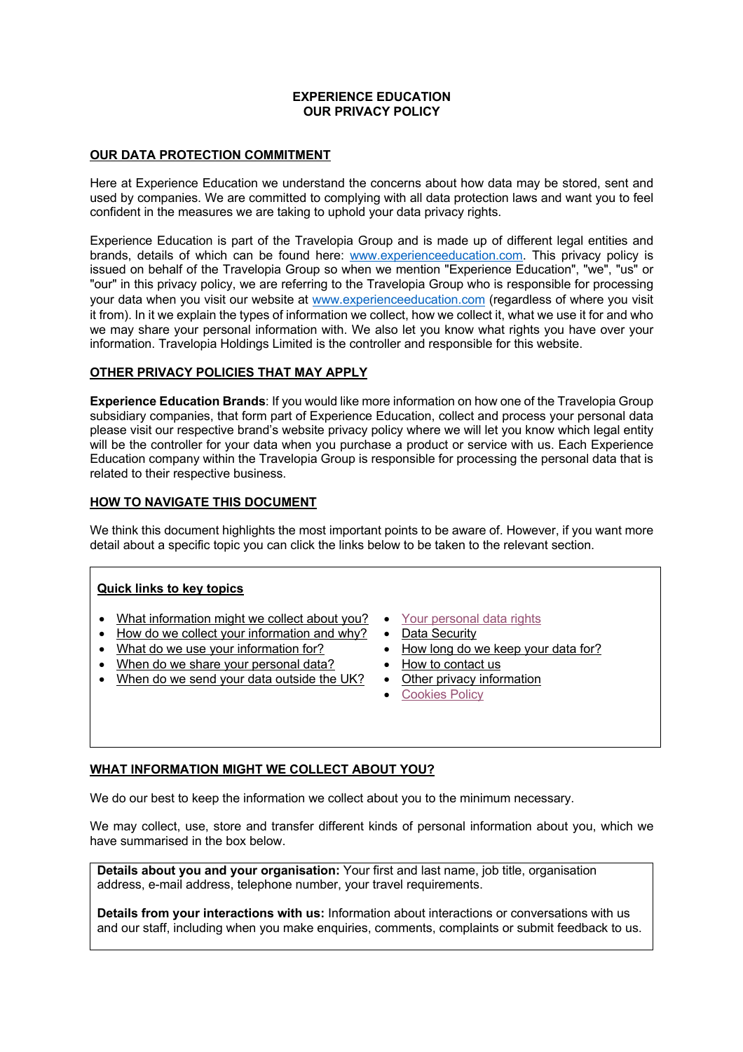# EXPERIENCE EDUCATION
# OUR PRIVACY POLICY

## OUR DATA PROTECTION COMMITMENT

Here at Experience Education we understand the concerns about how data may be stored, sent and used by companies. We are committed to complying with all data protection laws and want you to feel confident in the measures we are taking to uphold your data privacy rights.

Experience Education is part of the Travelopia Group and is made up of different legal entities and brands, details of which can be found here: www.experienceeducation.com. This privacy policy is issued on behalf of the Travelopia Group so when we mention "Experience Education", "we", "us" or "our" in this privacy policy, we are referring to the Travelopia Group who is responsible for processing your data when you visit our website at www.experienceeducation.com (regardless of where you visit it from). In it we explain the types of information we collect, how we collect it, what we use it for and who we may share your personal information with. We also let you know what rights you have over your information. Travelopia Holdings Limited is the controller and responsible for this website.

## OTHER PRIVACY POLICIES THAT MAY APPLY

**Experience Education Brands**: If you would like more information on how one of the Travelopia Group subsidiary companies, that form part of Experience Education, collect and process your personal data please visit our respective brand's website privacy policy where we will let you know which legal entity will be the controller for your data when you purchase a product or service with us. Each Experience Education company within the Travelopia Group is responsible for processing the personal data that is related to their respective business.

## HOW TO NAVIGATE THIS DOCUMENT

We think this document highlights the most important points to be aware of. However, if you want more detail about a specific topic you can click the links below to be taken to the relevant section.

**Quick links to key topics**

- What information might we collect about you?
- How do we collect your information and why?
- What do we use your information for?
- When do we share your personal data?
- When do we send your data outside the UK?
- Your personal data rights
- Data Security
- How long do we keep your data for?
- How to contact us
- Other privacy information
- Cookies Policy

## WHAT INFORMATION MIGHT WE COLLECT ABOUT YOU?

We do our best to keep the information we collect about you to the minimum necessary.

We may collect, use, store and transfer different kinds of personal information about you, which we have summarised in the box below.

**Details about you and your organisation:** Your first and last name, job title, organisation address, e-mail address, telephone number, your travel requirements.

**Details from your interactions with us:** Information about interactions or conversations with us and our staff, including when you make enquiries, comments, complaints or submit feedback to us.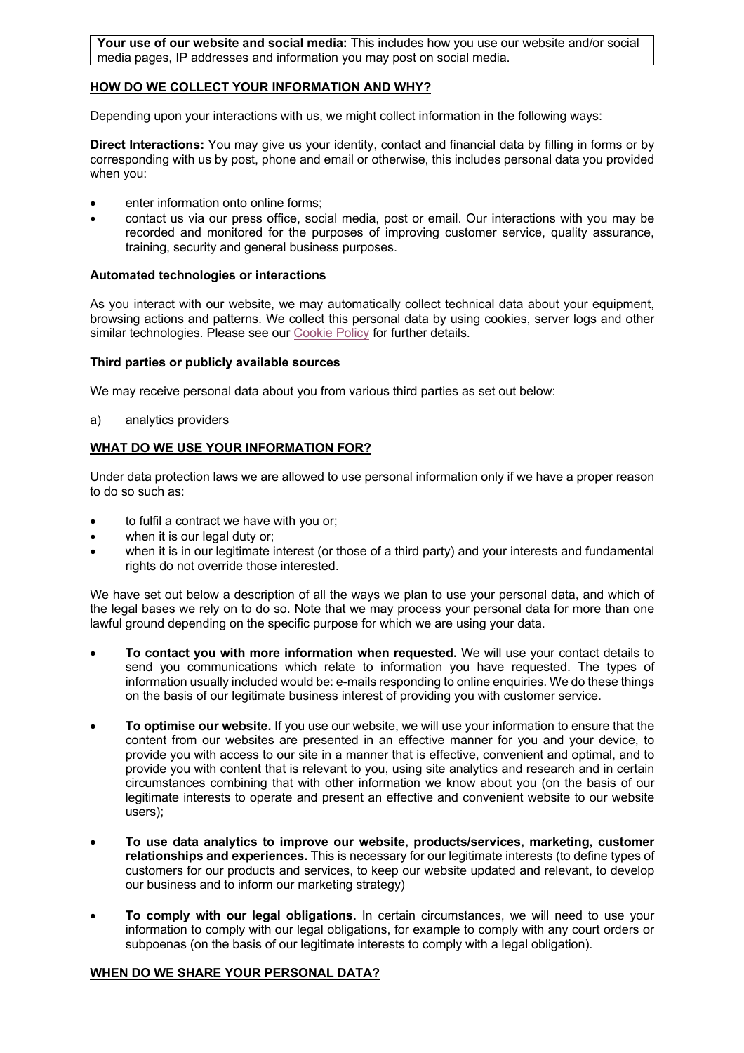| **Your use of our website and social media:** This includes how you use our website and/or social media pages, IP addresses and information you may post on social media. |
| --- |

## HOW DO WE COLLECT YOUR INFORMATION AND WHY?

Depending upon your interactions with us, we might collect information in the following ways:

**Direct Interactions:** You may give us your identity, contact and financial data by filling in forms or by corresponding with us by post, phone and email or otherwise, this includes personal data you provided when you:

- enter information onto online forms;
- contact us via our press office, social media, post or email. Our interactions with you may be recorded and monitored for the purposes of improving customer service, quality assurance, training, security and general business purposes.

**Automated technologies or interactions**

As you interact with our website, we may automatically collect technical data about your equipment, browsing actions and patterns. We collect this personal data by using cookies, server logs and other similar technologies. Please see our Cookie Policy for further details.

**Third parties or publicly available sources**

We may receive personal data about you from various third parties as set out below:

a) analytics providers

## WHAT DO WE USE YOUR INFORMATION FOR?

Under data protection laws we are allowed to use personal information only if we have a proper reason to do so such as:

- to fulfil a contract we have with you or;
- when it is our legal duty or;
- when it is in our legitimate interest (or those of a third party) and your interests and fundamental rights do not override those interested.

We have set out below a description of all the ways we plan to use your personal data, and which of the legal bases we rely on to do so. Note that we may process your personal data for more than one lawful ground depending on the specific purpose for which we are using your data.

- **To contact you with more information when requested.** We will use your contact details to send you communications which relate to information you have requested. The types of information usually included would be: e-mails responding to online enquiries. We do these things on the basis of our legitimate business interest of providing you with customer service.

- **To optimise our website.** If you use our website, we will use your information to ensure that the content from our websites are presented in an effective manner for you and your device, to provide you with access to our site in a manner that is effective, convenient and optimal, and to provide you with content that is relevant to you, using site analytics and research and in certain circumstances combining that with other information we know about you (on the basis of our legitimate interests to operate and present an effective and convenient website to our website users);

- **To use data analytics to improve our website, products/services, marketing, customer relationships and experiences.** This is necessary for our legitimate interests (to define types of customers for our products and services, to keep our website updated and relevant, to develop our business and to inform our marketing strategy)

- **To comply with our legal obligations.** In certain circumstances, we will need to use your information to comply with our legal obligations, for example to comply with any court orders or subpoenas (on the basis of our legitimate interests to comply with a legal obligation).

## WHEN DO WE SHARE YOUR PERSONAL DATA?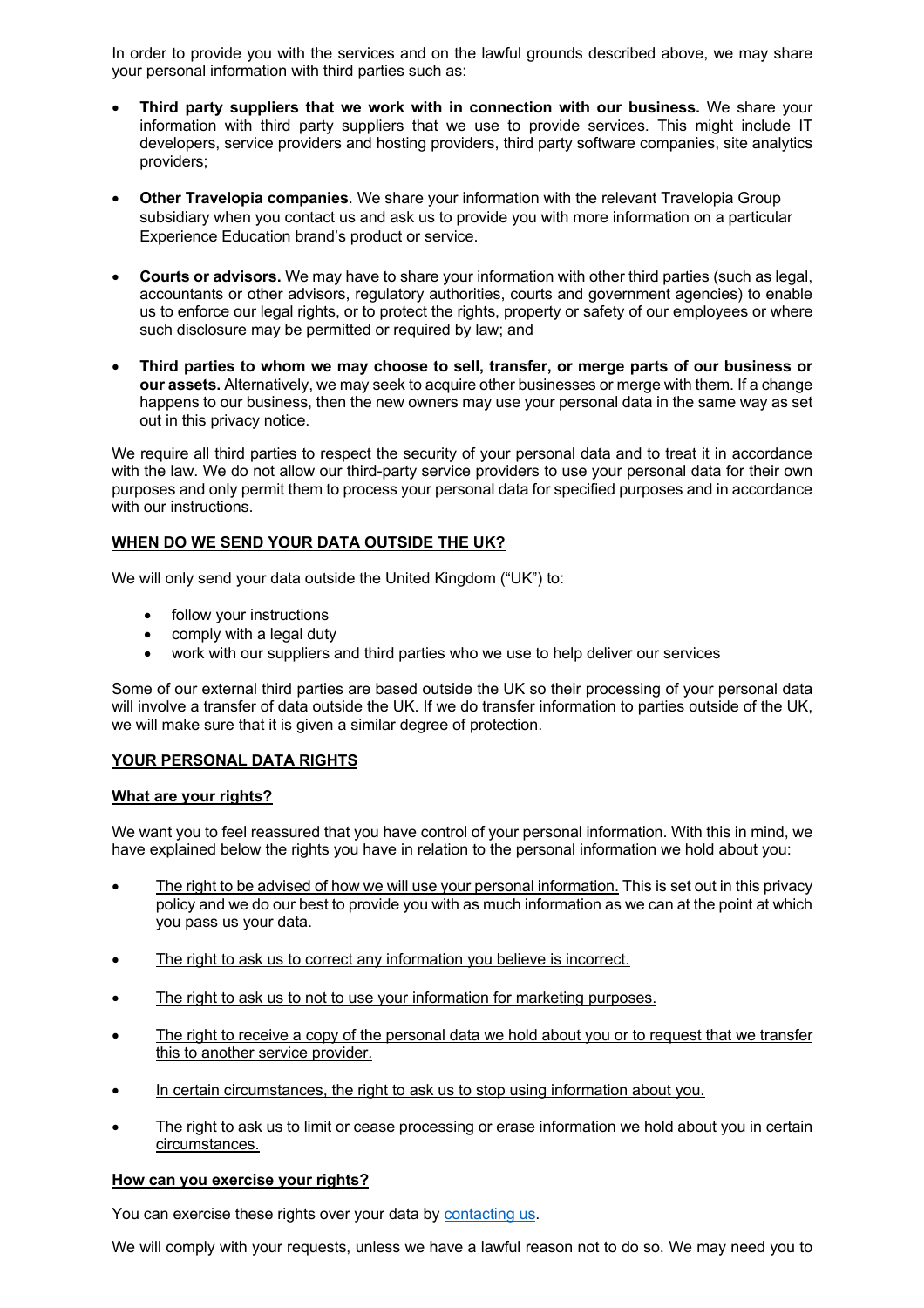In order to provide you with the services and on the lawful grounds described above, we may share your personal information with third parties such as:

- **Third party suppliers that we work with in connection with our business.** We share your information with third party suppliers that we use to provide services. This might include IT developers, service providers and hosting providers, third party software companies, site analytics providers;

- **Other Travelopia companies**. We share your information with the relevant Travelopia Group subsidiary when you contact us and ask us to provide you with more information on a particular Experience Education brand's product or service.

- **Courts or advisors.** We may have to share your information with other third parties (such as legal, accountants or other advisors, regulatory authorities, courts and government agencies) to enable us to enforce our legal rights, or to protect the rights, property or safety of our employees or where such disclosure may be permitted or required by law; and

- **Third parties to whom we may choose to sell, transfer, or merge parts of our business or our assets.** Alternatively, we may seek to acquire other businesses or merge with them. If a change happens to our business, then the new owners may use your personal data in the same way as set out in this privacy notice.

We require all third parties to respect the security of your personal data and to treat it in accordance with the law. We do not allow our third-party service providers to use your personal data for their own purposes and only permit them to process your personal data for specified purposes and in accordance with our instructions.

## WHEN DO WE SEND YOUR DATA OUTSIDE THE UK?

We will only send your data outside the United Kingdom ("UK") to:

- follow your instructions
- comply with a legal duty
- work with our suppliers and third parties who we use to help deliver our services

Some of our external third parties are based outside the UK so their processing of your personal data will involve a transfer of data outside the UK. If we do transfer information to parties outside of the UK, we will make sure that it is given a similar degree of protection.

## YOUR PERSONAL DATA RIGHTS

### What are your rights?

We want you to feel reassured that you have control of your personal information. With this in mind, we have explained below the rights you have in relation to the personal information we hold about you:

- The right to be advised of how we will use your personal information. This is set out in this privacy policy and we do our best to provide you with as much information as we can at the point at which you pass us your data.

- The right to ask us to correct any information you believe is incorrect.

- The right to ask us to not to use your information for marketing purposes.

- The right to receive a copy of the personal data we hold about you or to request that we transfer this to another service provider.

- In certain circumstances, the right to ask us to stop using information about you.

- The right to ask us to limit or cease processing or erase information we hold about you in certain circumstances.

### How can you exercise your rights?

You can exercise these rights over your data by contacting us.

We will comply with your requests, unless we have a lawful reason not to do so. We may need you to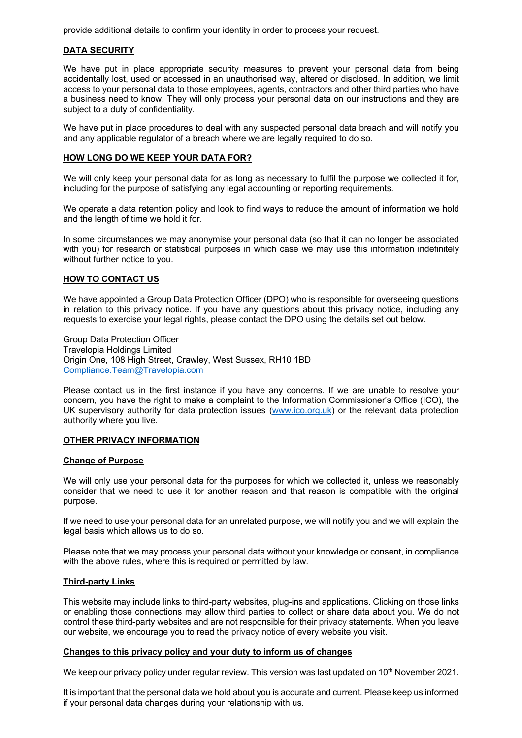provide additional details to confirm your identity in order to process your request.

## DATA SECURITY

We have put in place appropriate security measures to prevent your personal data from being accidentally lost, used or accessed in an unauthorised way, altered or disclosed. In addition, we limit access to your personal data to those employees, agents, contractors and other third parties who have a business need to know. They will only process your personal data on our instructions and they are subject to a duty of confidentiality.

We have put in place procedures to deal with any suspected personal data breach and will notify you and any applicable regulator of a breach where we are legally required to do so.

## HOW LONG DO WE KEEP YOUR DATA FOR?

We will only keep your personal data for as long as necessary to fulfil the purpose we collected it for, including for the purpose of satisfying any legal accounting or reporting requirements.

We operate a data retention policy and look to find ways to reduce the amount of information we hold and the length of time we hold it for.

In some circumstances we may anonymise your personal data (so that it can no longer be associated with you) for research or statistical purposes in which case we may use this information indefinitely without further notice to you.

## HOW TO CONTACT US

We have appointed a Group Data Protection Officer (DPO) who is responsible for overseeing questions in relation to this privacy notice. If you have any questions about this privacy notice, including any requests to exercise your legal rights, please contact the DPO using the details set out below.

Group Data Protection Officer
Travelopia Holdings Limited
Origin One, 108 High Street, Crawley, West Sussex, RH10 1BD
Compliance.Team@Travelopia.com

Please contact us in the first instance if you have any concerns. If we are unable to resolve your concern, you have the right to make a complaint to the Information Commissioner's Office (ICO), the UK supervisory authority for data protection issues (www.ico.org.uk) or the relevant data protection authority where you live.

## OTHER PRIVACY INFORMATION

### Change of Purpose

We will only use your personal data for the purposes for which we collected it, unless we reasonably consider that we need to use it for another reason and that reason is compatible with the original purpose.

If we need to use your personal data for an unrelated purpose, we will notify you and we will explain the legal basis which allows us to do so.

Please note that we may process your personal data without your knowledge or consent, in compliance with the above rules, where this is required or permitted by law.

### Third-party Links

This website may include links to third-party websites, plug-ins and applications. Clicking on those links or enabling those connections may allow third parties to collect or share data about you. We do not control these third-party websites and are not responsible for their privacy statements. When you leave our website, we encourage you to read the privacy notice of every website you visit.

### Changes to this privacy policy and your duty to inform us of changes

We keep our privacy policy under regular review. This version was last updated on 10th November 2021.

It is important that the personal data we hold about you is accurate and current. Please keep us informed if your personal data changes during your relationship with us.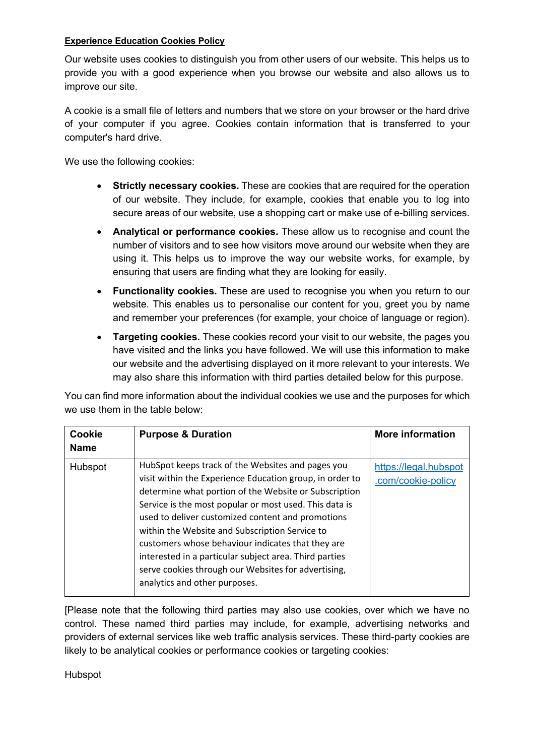**Experience Education Cookies Policy**

Our website uses cookies to distinguish you from other users of our website. This helps us to provide you with a good experience when you browse our website and also allows us to improve our site.

A cookie is a small file of letters and numbers that we store on your browser or the hard drive of your computer if you agree. Cookies contain information that is transferred to your computer's hard drive.

We use the following cookies:

- **Strictly necessary cookies.** These are cookies that are required for the operation of our website. They include, for example, cookies that enable you to log into secure areas of our website, use a shopping cart or make use of e-billing services.
- **Analytical or performance cookies.** These allow us to recognise and count the number of visitors and to see how visitors move around our website when they are using it. This helps us to improve the way our website works, for example, by ensuring that users are finding what they are looking for easily.
- **Functionality cookies.** These are used to recognise you when you return to our website. This enables us to personalise our content for you, greet you by name and remember your preferences (for example, your choice of language or region).
- **Targeting cookies.** These cookies record your visit to our website, the pages you have visited and the links you have followed. We will use this information to make our website and the advertising displayed on it more relevant to your interests. We may also share this information with third parties detailed below for this purpose.

You can find more information about the individual cookies we use and the purposes for which we use them in the table below:

| Cookie Name | Purpose & Duration | More information |
|---|---|---|
| Hubspot | HubSpot keeps track of the Websites and pages you visit within the Experience Education group, in order to determine what portion of the Website or Subscription Service is the most popular or most used. This data is used to deliver customized content and promotions within the Website and Subscription Service to customers whose behaviour indicates that they are interested in a particular subject area. Third parties serve cookies through our Websites for advertising, analytics and other purposes. | https://legal.hubspot.com/cookie-policy |

[Please note that the following third parties may also use cookies, over which we have no control. These named third parties may include, for example, advertising networks and providers of external services like web traffic analysis services. These third-party cookies are likely to be analytical cookies or performance cookies or targeting cookies:

Hubspot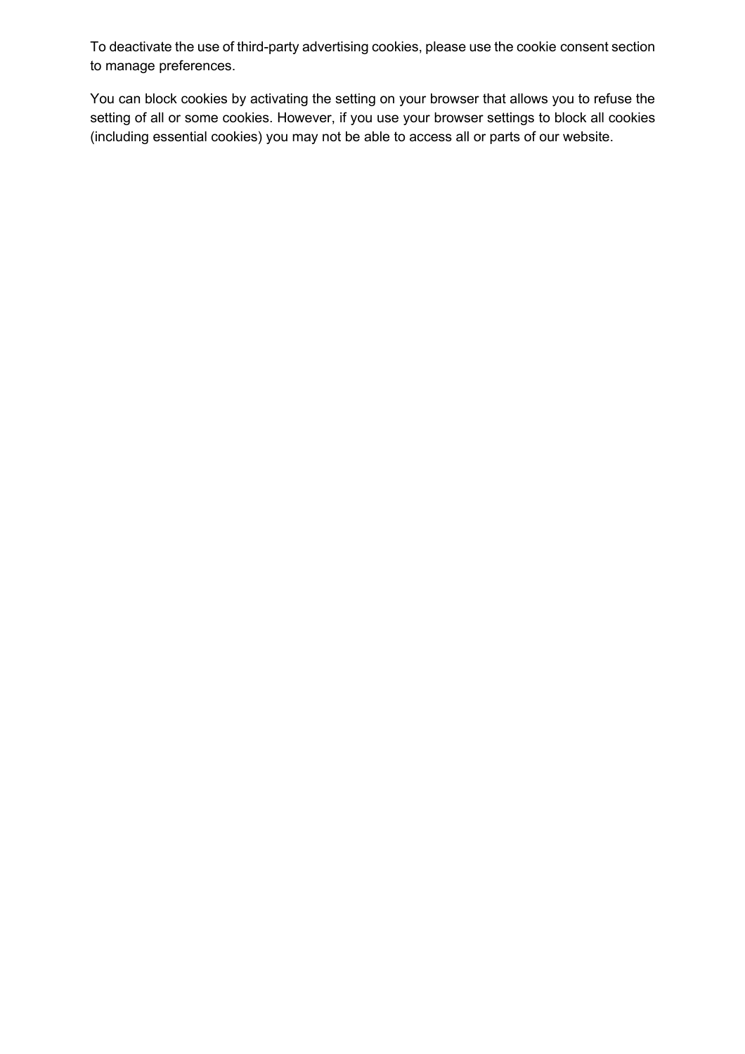To deactivate the use of third-party advertising cookies, please use the cookie consent section to manage preferences.

You can block cookies by activating the setting on your browser that allows you to refuse the setting of all or some cookies. However, if you use your browser settings to block all cookies (including essential cookies) you may not be able to access all or parts of our website.